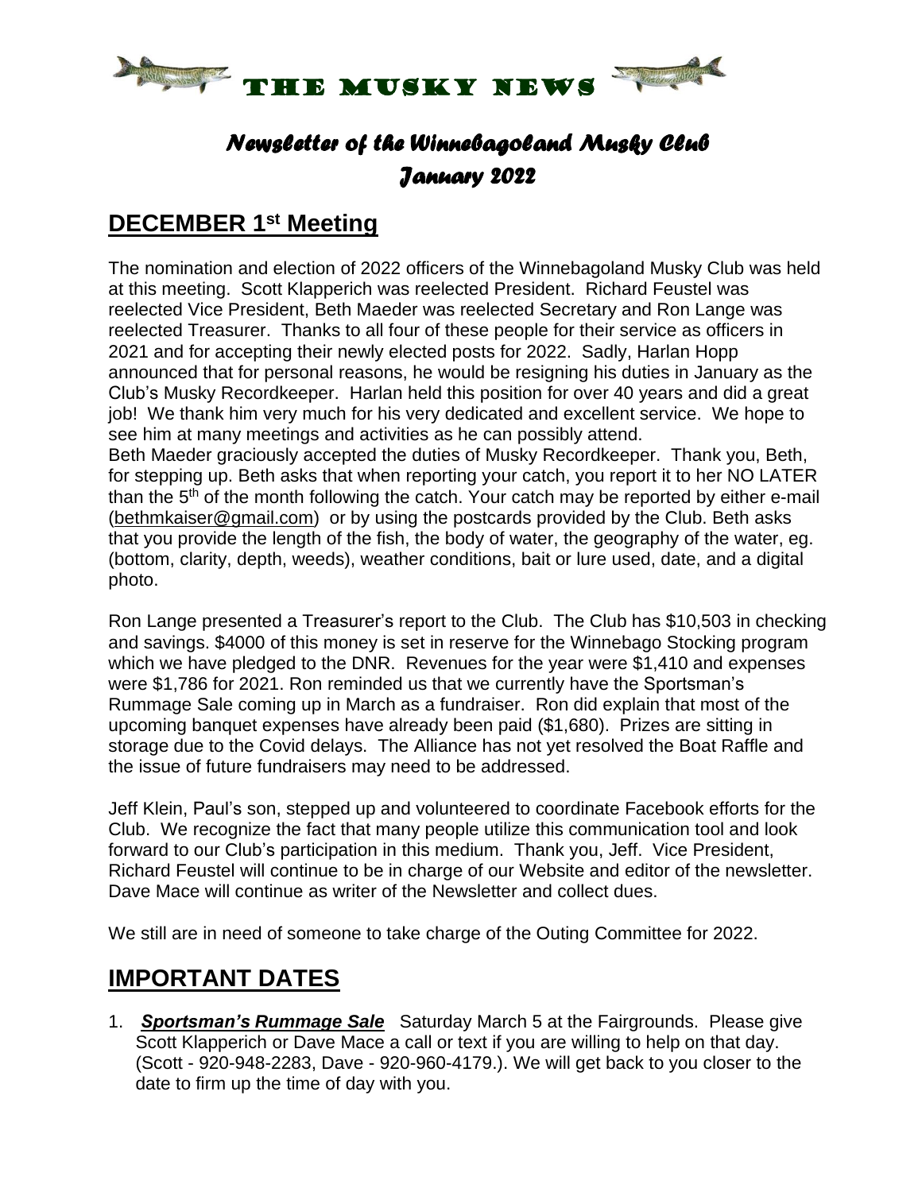# THE MUSKY NEWS

## *Newsletter of the Winnebagoland Musky Club*
## *January 2022*

## DECEMBER 1st Meeting

The nomination and election of 2022 officers of the Winnebagoland Musky Club was held at this meeting. Scott Klapperich was reelected President. Richard Feustel was reelected Vice President, Beth Maeder was reelected Secretary and Ron Lange was reelected Treasurer. Thanks to all four of these people for their service as officers in 2021 and for accepting their newly elected posts for 2022. Sadly, Harlan Hopp announced that for personal reasons, he would be resigning his duties in January as the Club's Musky Recordkeeper. Harlan held this position for over 40 years and did a great job! We thank him very much for his very dedicated and excellent service. We hope to see him at many meetings and activities as he can possibly attend.
Beth Maeder graciously accepted the duties of Musky Recordkeeper. Thank you, Beth, for stepping up. Beth asks that when reporting your catch, you report it to her NO LATER than the 5th of the month following the catch. Your catch may be reported by either e-mail (bethmkaiser@gmail.com) or by using the postcards provided by the Club. Beth asks that you provide the length of the fish, the body of water, the geography of the water, eg. (bottom, clarity, depth, weeds), weather conditions, bait or lure used, date, and a digital photo.

Ron Lange presented a Treasurer's report to the Club. The Club has $10,503 in checking and savings. $4000 of this money is set in reserve for the Winnebago Stocking program which we have pledged to the DNR. Revenues for the year were $1,410 and expenses were $1,786 for 2021. Ron reminded us that we currently have the Sportsman's Rummage Sale coming up in March as a fundraiser. Ron did explain that most of the upcoming banquet expenses have already been paid ($1,680). Prizes are sitting in storage due to the Covid delays. The Alliance has not yet resolved the Boat Raffle and the issue of future fundraisers may need to be addressed.

Jeff Klein, Paul's son, stepped up and volunteered to coordinate Facebook efforts for the Club. We recognize the fact that many people utilize this communication tool and look forward to our Club's participation in this medium. Thank you, Jeff. Vice President, Richard Feustel will continue to be in charge of our Website and editor of the newsletter. Dave Mace will continue as writer of the Newsletter and collect dues.

We still are in need of someone to take charge of the Outing Committee for 2022.

## IMPORTANT DATES

1. ***Sportsman's Rummage Sale*** Saturday March 5 at the Fairgrounds. Please give Scott Klapperich or Dave Mace a call or text if you are willing to help on that day. (Scott - 920-948-2283, Dave - 920-960-4179.). We will get back to you closer to the date to firm up the time of day with you.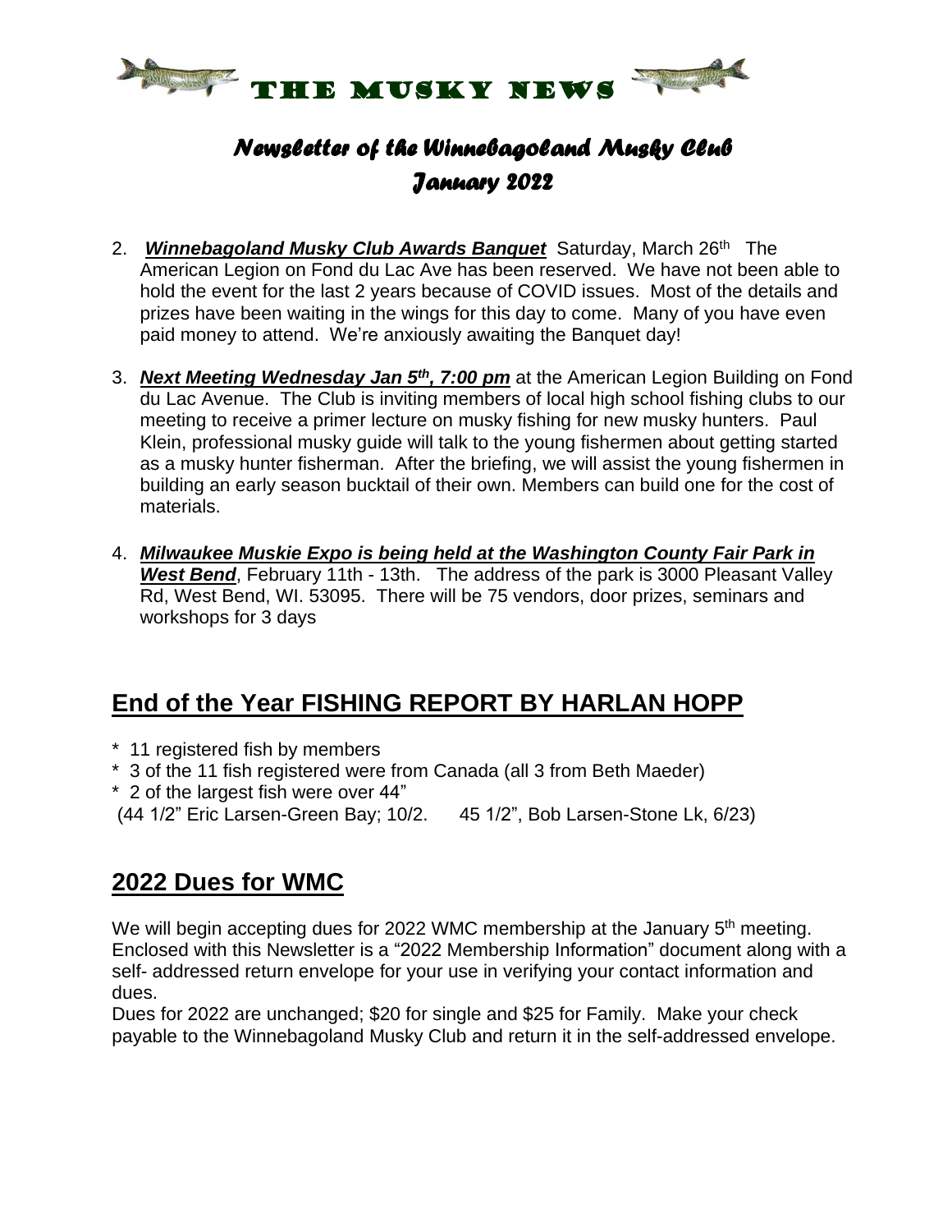# THE MUSKY NEWS

## *Newsletter of the Winnebagoland Musky Club*
## *January 2022*

2. ***Winnebagoland Musky Club Awards Banquet*** Saturday, March 26th The American Legion on Fond du Lac Ave has been reserved. We have not been able to hold the event for the last 2 years because of COVID issues. Most of the details and prizes have been waiting in the wings for this day to come. Many of you have even paid money to attend. We're anxiously awaiting the Banquet day!

3. ***Next Meeting Wednesday Jan 5th, 7:00 pm*** at the American Legion Building on Fond du Lac Avenue. The Club is inviting members of local high school fishing clubs to our meeting to receive a primer lecture on musky fishing for new musky hunters. Paul Klein, professional musky guide will talk to the young fishermen about getting started as a musky hunter fisherman. After the briefing, we will assist the young fishermen in building an early season bucktail of their own. Members can build one for the cost of materials.

4. ***Milwaukee Muskie Expo is being held at the Washington County Fair Park in West Bend***, February 11th - 13th. The address of the park is 3000 Pleasant Valley Rd, West Bend, WI. 53095. There will be 75 vendors, door prizes, seminars and workshops for 3 days

## End of the Year FISHING REPORT BY HARLAN HOPP

* 11 registered fish by members
* 3 of the 11 fish registered were from Canada (all 3 from Beth Maeder)
* 2 of the largest fish were over 44"

(44 1/2" Eric Larsen-Green Bay; 10/2. 45 1/2", Bob Larsen-Stone Lk, 6/23)

## 2022 Dues for WMC

We will begin accepting dues for 2022 WMC membership at the January 5th meeting. Enclosed with this Newsletter is a "2022 Membership Information" document along with a self- addressed return envelope for your use in verifying your contact information and dues.

Dues for 2022 are unchanged; $20 for single and $25 for Family. Make your check payable to the Winnebagoland Musky Club and return it in the self-addressed envelope.